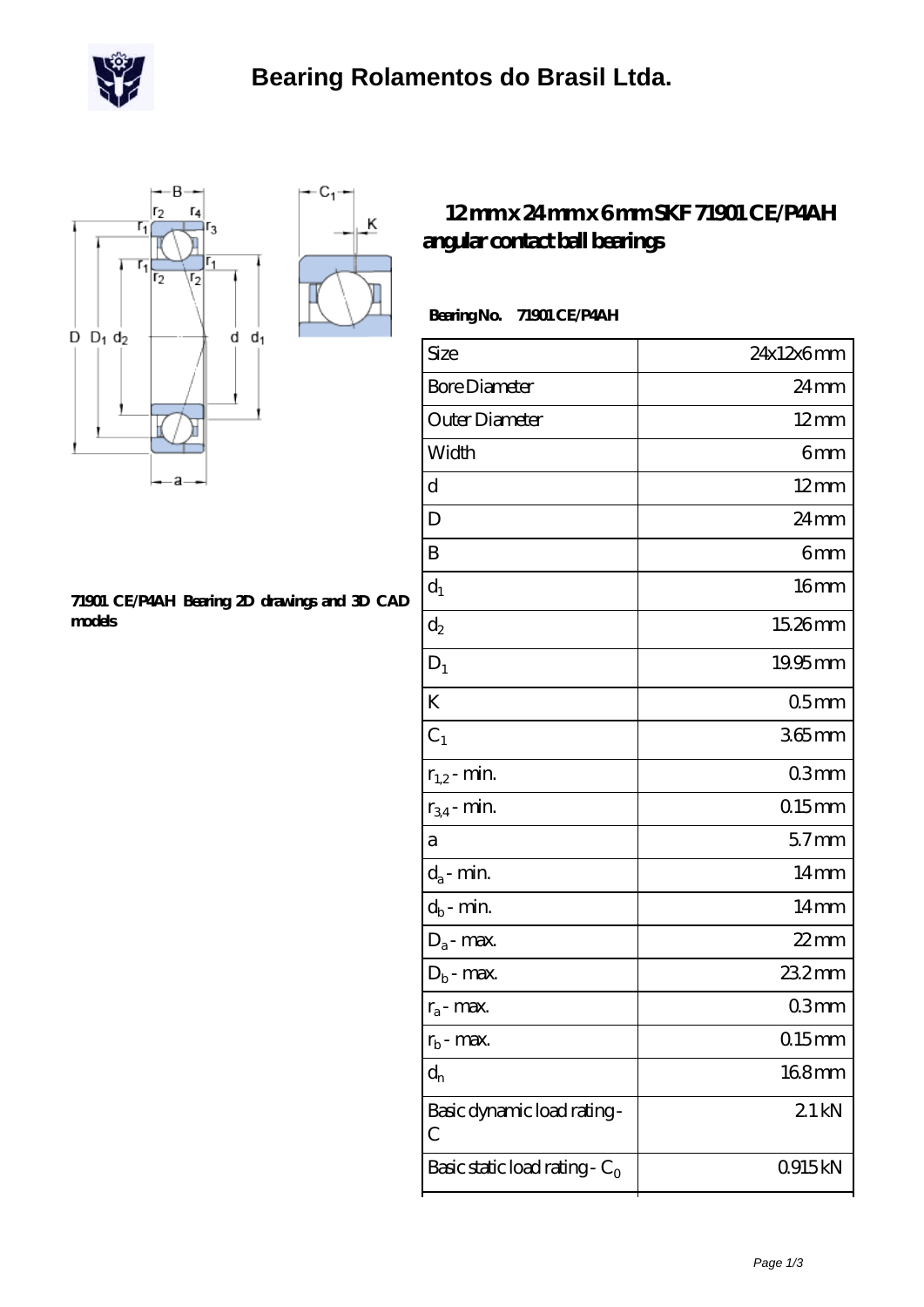# Bearing Rolamentos do Brasil Ltda.

## 12 mm x 24 mm x 6 mm SKF 71901 CE/P4AH angular contact ball bearings

71901 CE/P4AH Bearing 2D drawings and 3D CAD models

**Bearing No. 71901 CE/P4AH**

| | |
|---|---|
| Size | 24x12x6 mm |
| Bore Diameter | 24 mm |
| Outer Diameter | 12 mm |
| Width | 6 mm |
| d | 12 mm |
| D | 24 mm |
| B | 6 mm |
| $d_1$ | 16 mm |
| $d_2$ | 15.26 mm |
| $D_1$ | 19.95 mm |
| K | 0.5 mm |
| $C_1$ | 3.65 mm |
| $r_{1,2}$ - min. | 0.3 mm |
| $r_{3,4}$ - min. | 0.15 mm |
| a | 5.7 mm |
| $d_a$ - min. | 14 mm |
| $d_b$ - min. | 14 mm |
| $D_a$ - max. | 22 mm |
| $D_b$ - max. | 23.2 mm |
| $r_a$ - max. | 0.3 mm |
| $r_b$ - max. | 0.15 mm |
| $d_n$ | 16.8 mm |
| Basic dynamic load rating - C | 2.1 kN |
| Basic static load rating - $C_0$ | 0.915 kN |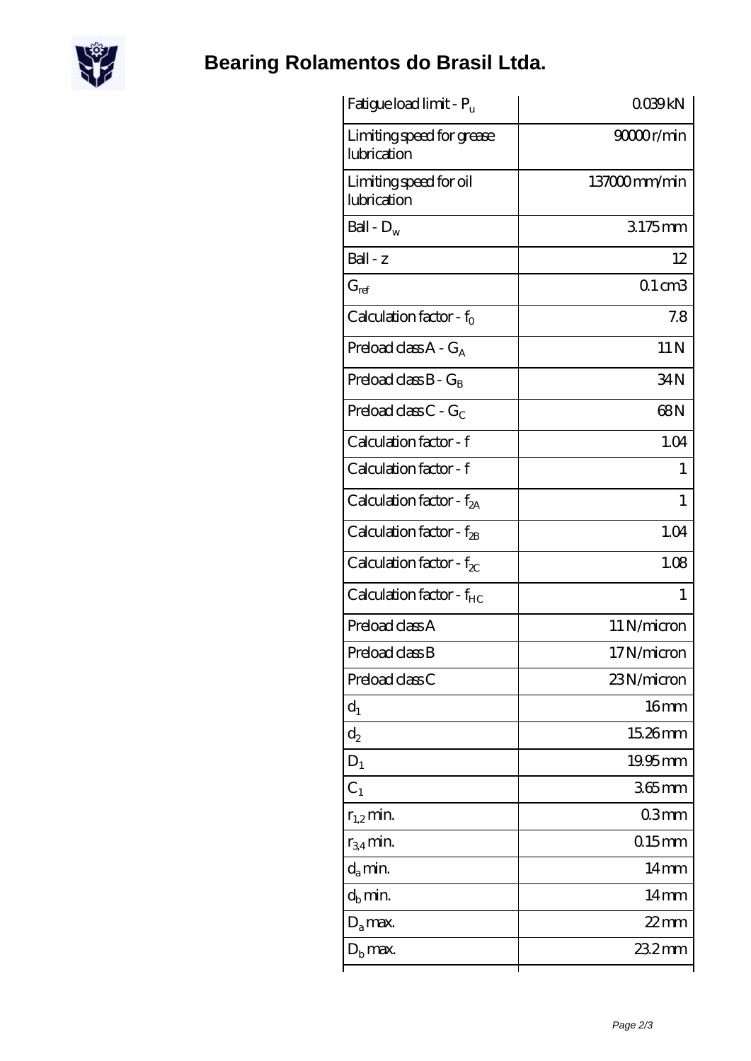# Bearing Rolamentos do Brasil Ltda.

| | |
|---|---|
| Fatigue load limit - $P_u$ | 0.039 kN |
| Limiting speed for grease lubrication | 90000 r/min |
| Limiting speed for oil lubrication | 137000 mm/min |
| Ball - $D_w$ | 3.175 mm |
| Ball - z | 12 |
| $G_{ref}$ | 0.1 cm3 |
| Calculation factor - $f_0$ | 7.8 |
| Preload class A - $G_A$ | 11 N |
| Preload class B - $G_B$ | 34 N |
| Preload class C - $G_C$ | 68 N |
| Calculation factor - f | 1.04 |
| Calculation factor - f | 1 |
| Calculation factor - $f_{2A}$ | 1 |
| Calculation factor - $f_{2B}$ | 1.04 |
| Calculation factor - $f_{2C}$ | 1.08 |
| Calculation factor - $f_{HC}$ | 1 |
| Preload class A | 11 N/micron |
| Preload class B | 17 N/micron |
| Preload class C | 23 N/micron |
| $d_1$ | 16 mm |
| $d_2$ | 15.26 mm |
| $D_1$ | 19.95 mm |
| $C_1$ | 3.65 mm |
| $r_{1,2}$ min. | 0.3 mm |
| $r_{3,4}$ min. | 0.15 mm |
| $d_a$ min. | 14 mm |
| $d_b$ min. | 14 mm |
| $D_a$ max. | 22 mm |
| $D_b$ max. | 23.2 mm |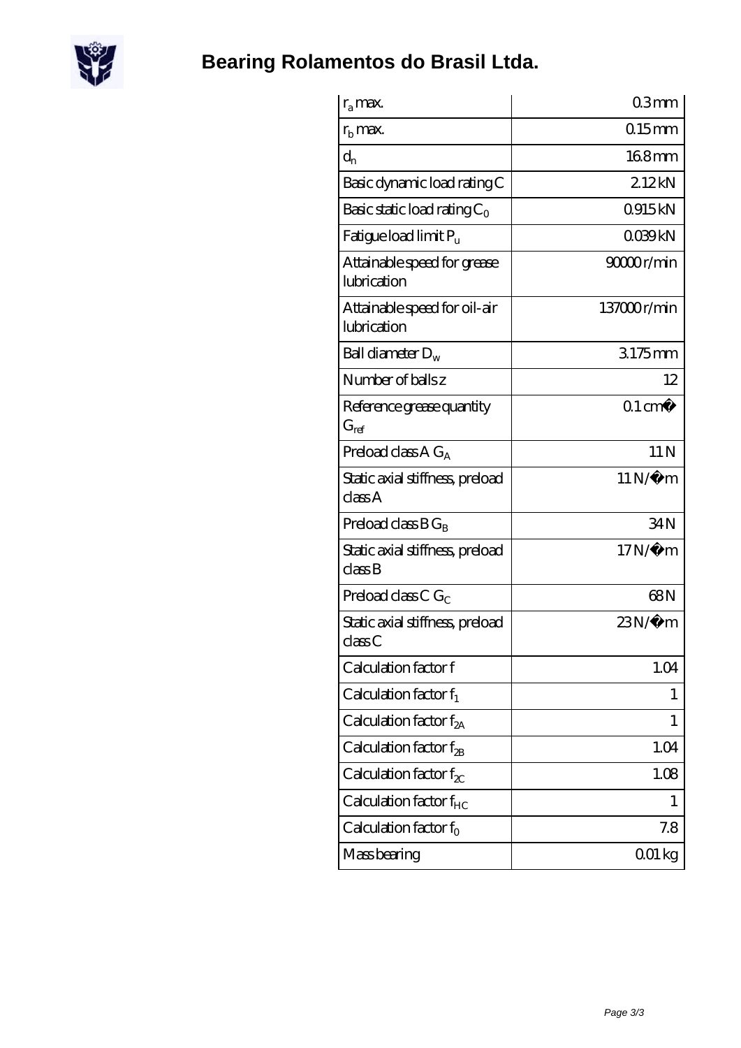# Bearing Rolamentos do Brasil Ltda.

| | |
|---|---|
| $r_a$ max. | 0.3 mm |
| $r_b$ max. | 0.15 mm |
| $d_n$ | 16.8 mm |
| Basic dynamic load rating C | 2.12 kN |
| Basic static load rating $C_0$ | 0.915 kN |
| Fatigue load limit $P_u$ | 0.039 kN |
| Attainable speed for grease lubrication | 90000 r/min |
| Attainable speed for oil-air lubrication | 137000 r/min |
| Ball diameter $D_w$ | 3.175 mm |
| Number of balls z | 12 |
| Reference grease quantity $G_{ref}$ | 0.1 cm� |
| Preload class A $G_A$ | 11 N |
| Static axial stiffness, preload class A | 11 N/�m |
| Preload class B $G_B$ | 34 N |
| Static axial stiffness, preload class B | 17 N/�m |
| Preload class C $G_C$ | 68 N |
| Static axial stiffness, preload class C | 23 N/�m |
| Calculation factor f | 1.04 |
| Calculation factor $f_1$ | 1 |
| Calculation factor $f_{2A}$ | 1 |
| Calculation factor $f_{2B}$ | 1.04 |
| Calculation factor $f_{2C}$ | 1.08 |
| Calculation factor $f_{HC}$ | 1 |
| Calculation factor $f_0$ | 7.8 |
| Mass bearing | 0.01 kg |